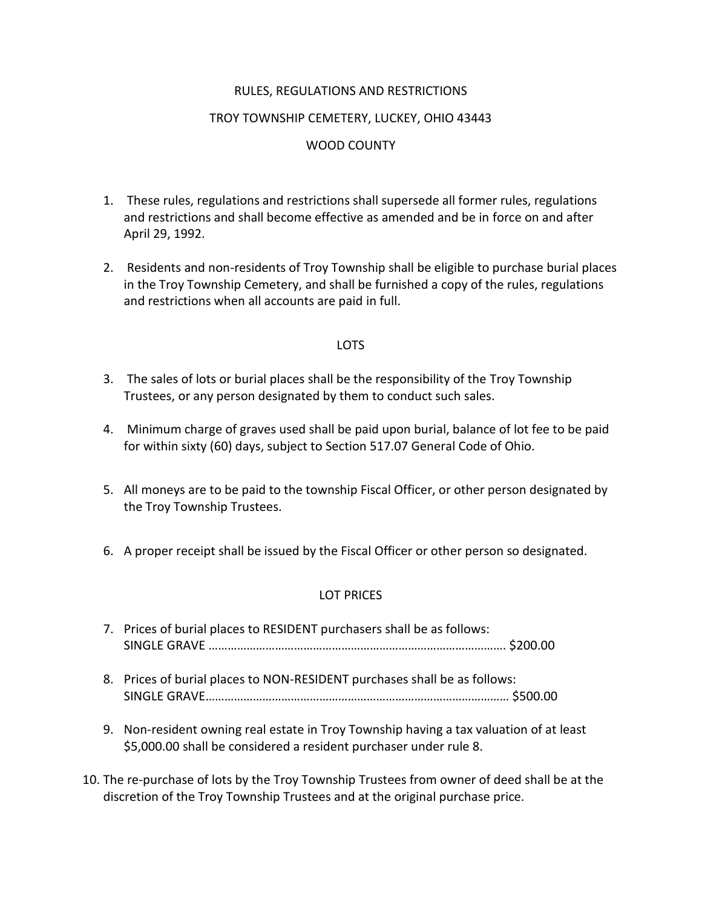# RULES, REGULATIONS AND RESTRICTIONS

## TROY TOWNSHIP CEMETERY, LUCKEY, OHIO 43443

## WOOD COUNTY

1. These rules, regulations and restrictions shall supersede all former rules, regulations and restrictions and shall become effective as amended and be in force on and after April 29, 1992.

2. Residents and non-residents of Troy Township shall be eligible to purchase burial places in the Troy Township Cemetery, and shall be furnished a copy of the rules, regulations and restrictions when all accounts are paid in full.

### LOTS

3. The sales of lots or burial places shall be the responsibility of the Troy Township Trustees, or any person designated by them to conduct such sales.

4. Minimum charge of graves used shall be paid upon burial, balance of lot fee to be paid for within sixty (60) days, subject to Section 517.07 General Code of Ohio.

5. All moneys are to be paid to the township Fiscal Officer, or other person designated by the Troy Township Trustees.

6. A proper receipt shall be issued by the Fiscal Officer or other person so designated.

### LOT PRICES

7. Prices of burial places to RESIDENT purchasers shall be as follows:
   SINGLE GRAVE ……………………………………………………………………………….. $200.00

8. Prices of burial places to NON-RESIDENT purchases shall be as follows:
   SINGLE GRAVE………………………………………………………………………………… $500.00

9. Non-resident owning real estate in Troy Township having a tax valuation of at least $5,000.00 shall be considered a resident purchaser under rule 8.

10. The re-purchase of lots by the Troy Township Trustees from owner of deed shall be at the discretion of the Troy Township Trustees and at the original purchase price.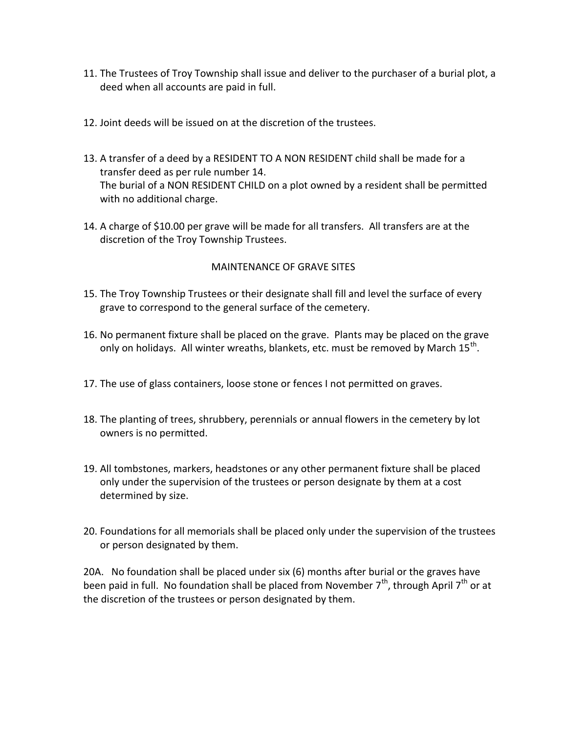11. The Trustees of Troy Township shall issue and deliver to the purchaser of a burial plot, a deed when all accounts are paid in full.

12. Joint deeds will be issued on at the discretion of the trustees.

13. A transfer of a deed by a RESIDENT TO A NON RESIDENT child shall be made for a transfer deed as per rule number 14.
    The burial of a NON RESIDENT CHILD on a plot owned by a resident shall be permitted with no additional charge.

14. A charge of $10.00 per grave will be made for all transfers. All transfers are at the discretion of the Troy Township Trustees.

## MAINTENANCE OF GRAVE SITES

15. The Troy Township Trustees or their designate shall fill and level the surface of every grave to correspond to the general surface of the cemetery.

16. No permanent fixture shall be placed on the grave. Plants may be placed on the grave only on holidays. All winter wreaths, blankets, etc. must be removed by March 15th.

17. The use of glass containers, loose stone or fences I not permitted on graves.

18. The planting of trees, shrubbery, perennials or annual flowers in the cemetery by lot owners is no permitted.

19. All tombstones, markers, headstones or any other permanent fixture shall be placed only under the supervision of the trustees or person designate by them at a cost determined by size.

20. Foundations for all memorials shall be placed only under the supervision of the trustees or person designated by them.

20A. No foundation shall be placed under six (6) months after burial or the graves have been paid in full. No foundation shall be placed from November 7th, through April 7th or at the discretion of the trustees or person designated by them.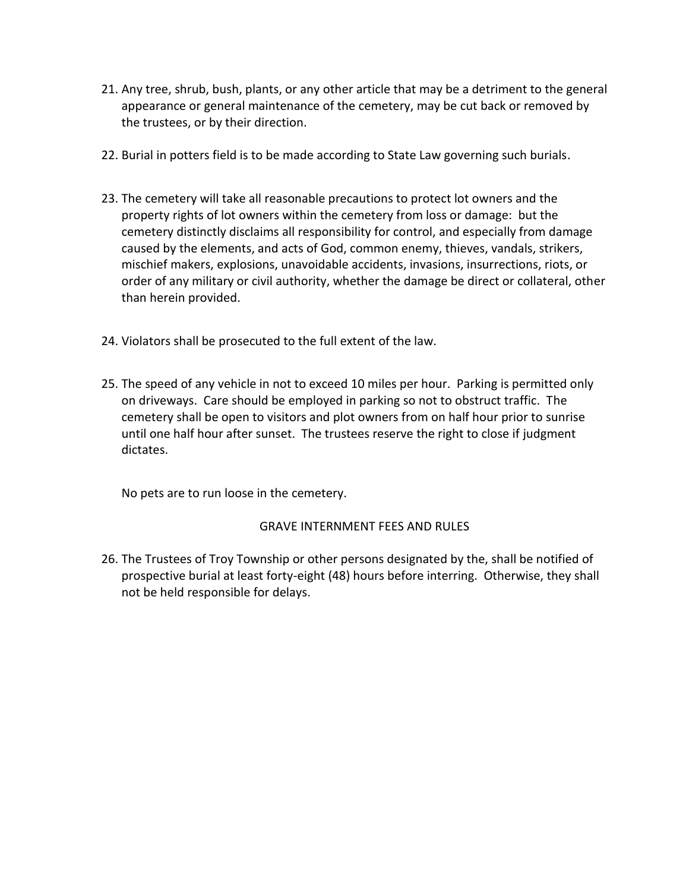21. Any tree, shrub, bush, plants, or any other article that may be a detriment to the general appearance or general maintenance of the cemetery, may be cut back or removed by the trustees, or by their direction.

22. Burial in potters field is to be made according to State Law governing such burials.

23. The cemetery will take all reasonable precautions to protect lot owners and the property rights of lot owners within the cemetery from loss or damage: but the cemetery distinctly disclaims all responsibility for control, and especially from damage caused by the elements, and acts of God, common enemy, thieves, vandals, strikers, mischief makers, explosions, unavoidable accidents, invasions, insurrections, riots, or order of any military or civil authority, whether the damage be direct or collateral, other than herein provided.

24. Violators shall be prosecuted to the full extent of the law.

25. The speed of any vehicle in not to exceed 10 miles per hour. Parking is permitted only on driveways. Care should be employed in parking so not to obstruct traffic. The cemetery shall be open to visitors and plot owners from on half hour prior to sunrise until one half hour after sunset. The trustees reserve the right to close if judgment dictates.

    No pets are to run loose in the cemetery.

GRAVE INTERNMENT FEES AND RULES

26. The Trustees of Troy Township or other persons designated by the, shall be notified of prospective burial at least forty-eight (48) hours before interring. Otherwise, they shall not be held responsible for delays.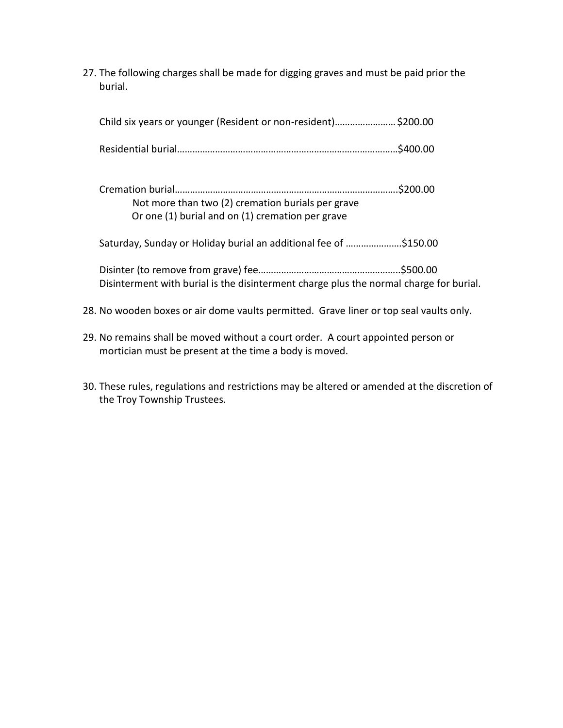27. The following charges shall be made for digging graves and must be paid prior the burial.

    Child six years or younger (Resident or non-resident)…………………… $200.00

    Residential burial……………………………………………………………………………$400.00

    Cremation burial…………………………………………………………………………….$200.00
    Not more than two (2) cremation burials per grave
    Or one (1) burial and on (1) cremation per grave

    Saturday, Sunday or Holiday burial an additional fee of ………………….$150.00

    Disinter (to remove from grave) fee………………………………………………..$500.00
    Disinterment with burial is the disinterment charge plus the normal charge for burial.

28. No wooden boxes or air dome vaults permitted. Grave liner or top seal vaults only.

29. No remains shall be moved without a court order. A court appointed person or mortician must be present at the time a body is moved.

30. These rules, regulations and restrictions may be altered or amended at the discretion of the Troy Township Trustees.